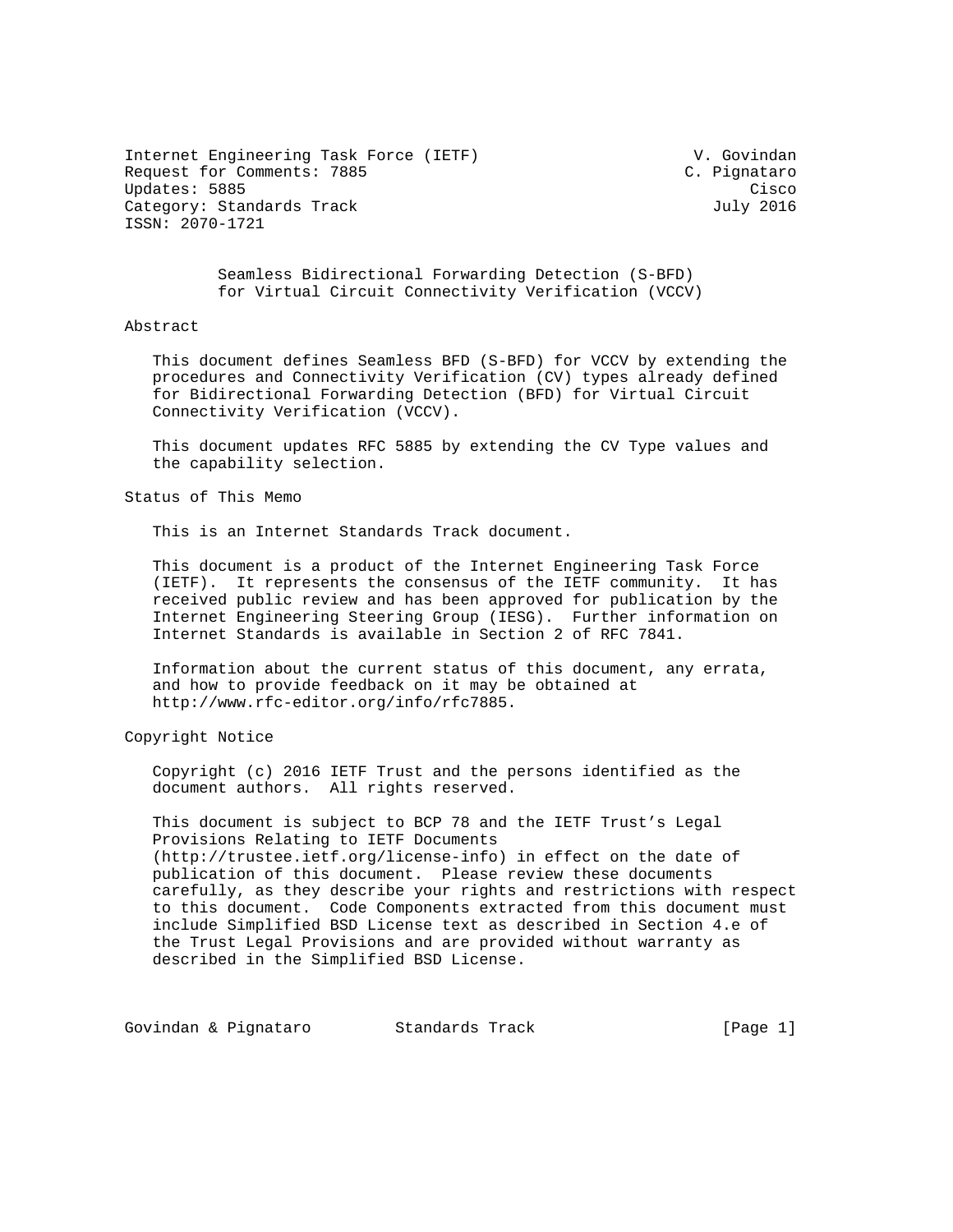Internet Engineering Task Force (IETF)  
Request for Comments: 7885  
Updates: 5885  
Category: Standards Track  
ISSN: 2070-1721

V. Govindan  
C. Pignataro  
Cisco  
July 2016

# Seamless Bidirectional Forwarding Detection (S-BFD) for Virtual Circuit Connectivity Verification (VCCV)

## Abstract

This document defines Seamless BFD (S-BFD) for VCCV by extending the procedures and Connectivity Verification (CV) types already defined for Bidirectional Forwarding Detection (BFD) for Virtual Circuit Connectivity Verification (VCCV).

This document updates RFC 5885 by extending the CV Type values and the capability selection.

## Status of This Memo

This is an Internet Standards Track document.

This document is a product of the Internet Engineering Task Force (IETF). It represents the consensus of the IETF community. It has received public review and has been approved for publication by the Internet Engineering Steering Group (IESG). Further information on Internet Standards is available in Section 2 of RFC 7841.

Information about the current status of this document, any errata, and how to provide feedback on it may be obtained at http://www.rfc-editor.org/info/rfc7885.

## Copyright Notice

Copyright (c) 2016 IETF Trust and the persons identified as the document authors. All rights reserved.

This document is subject to BCP 78 and the IETF Trust's Legal Provisions Relating to IETF Documents (http://trustee.ietf.org/license-info) in effect on the date of publication of this document. Please review these documents carefully, as they describe your rights and restrictions with respect to this document. Code Components extracted from this document must include Simplified BSD License text as described in Section 4.e of the Trust Legal Provisions and are provided without warranty as described in the Simplified BSD License.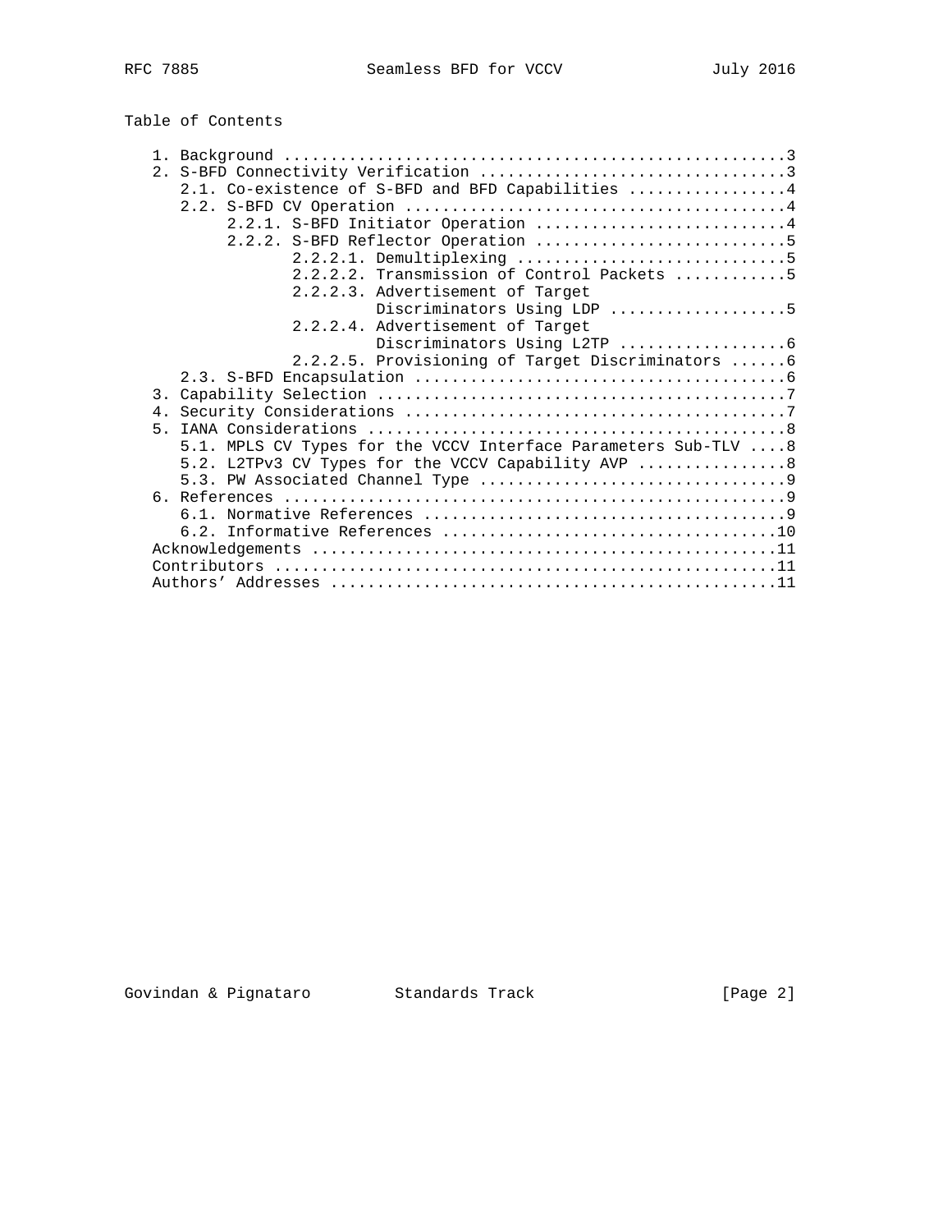## Table of Contents

```
   1. Background ......................................................3
   2. S-BFD Connectivity Verification .................................3
      2.1. Co-existence of S-BFD and BFD Capabilities .................4
      2.2. S-BFD CV Operation .........................................4
           2.2.1. S-BFD Initiator Operation ...........................4
           2.2.2. S-BFD Reflector Operation ...........................5
                  2.2.2.1. Demultiplexing .............................5
                  2.2.2.2. Transmission of Control Packets ............5
                  2.2.2.3. Advertisement of Target
                           Discriminators Using LDP ...................5
                  2.2.2.4. Advertisement of Target
                           Discriminators Using L2TP ..................6
                  2.2.2.5. Provisioning of Target Discriminators ......6
      2.3. S-BFD Encapsulation ........................................6
   3. Capability Selection ............................................7
   4. Security Considerations .........................................7
   5. IANA Considerations .............................................8
      5.1. MPLS CV Types for the VCCV Interface Parameters Sub-TLV ....8
      5.2. L2TPv3 CV Types for the VCCV Capability AVP ................8
      5.3. PW Associated Channel Type .................................9
   6. References ......................................................9
      6.1. Normative References .......................................9
      6.2. Informative References ....................................10
   Acknowledgements ..................................................11
   Contributors ......................................................11
   Authors' Addresses ................................................11
```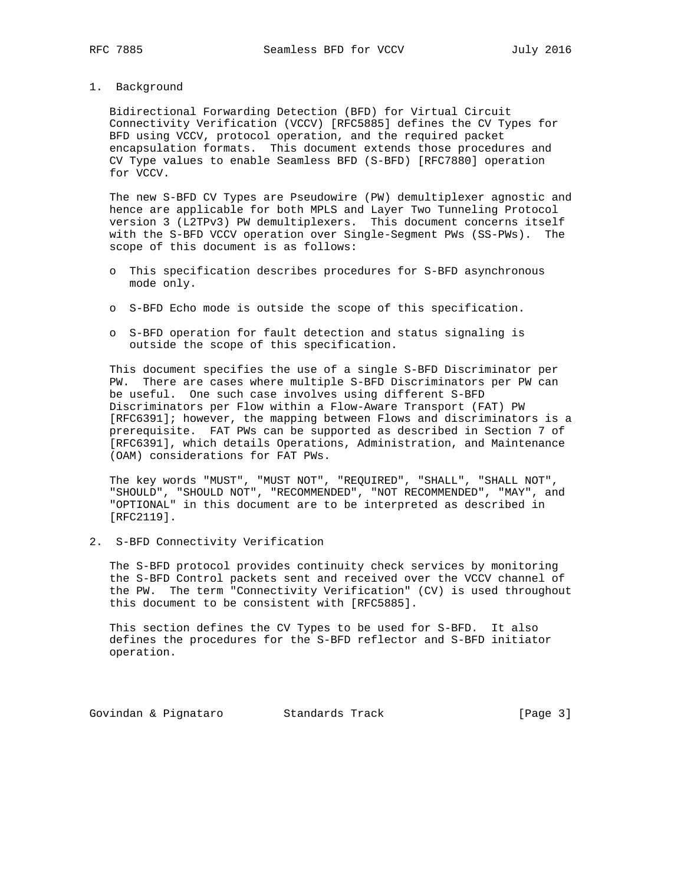# 1. Background

Bidirectional Forwarding Detection (BFD) for Virtual Circuit Connectivity Verification (VCCV) [RFC5885] defines the CV Types for BFD using VCCV, protocol operation, and the required packet encapsulation formats. This document extends those procedures and CV Type values to enable Seamless BFD (S-BFD) [RFC7880] operation for VCCV.

The new S-BFD CV Types are Pseudowire (PW) demultiplexer agnostic and hence are applicable for both MPLS and Layer Two Tunneling Protocol version 3 (L2TPv3) PW demultiplexers. This document concerns itself with the S-BFD VCCV operation over Single-Segment PWs (SS-PWs). The scope of this document is as follows:

- This specification describes procedures for S-BFD asynchronous mode only.
- S-BFD Echo mode is outside the scope of this specification.
- S-BFD operation for fault detection and status signaling is outside the scope of this specification.

This document specifies the use of a single S-BFD Discriminator per PW. There are cases where multiple S-BFD Discriminators per PW can be useful. One such case involves using different S-BFD Discriminators per Flow within a Flow-Aware Transport (FAT) PW [RFC6391]; however, the mapping between Flows and discriminators is a prerequisite. FAT PWs can be supported as described in Section 7 of [RFC6391], which details Operations, Administration, and Maintenance (OAM) considerations for FAT PWs.

The key words "MUST", "MUST NOT", "REQUIRED", "SHALL", "SHALL NOT", "SHOULD", "SHOULD NOT", "RECOMMENDED", "NOT RECOMMENDED", "MAY", and "OPTIONAL" in this document are to be interpreted as described in [RFC2119].

# 2. S-BFD Connectivity Verification

The S-BFD protocol provides continuity check services by monitoring the S-BFD Control packets sent and received over the VCCV channel of the PW. The term "Connectivity Verification" (CV) is used throughout this document to be consistent with [RFC5885].

This section defines the CV Types to be used for S-BFD. It also defines the procedures for the S-BFD reflector and S-BFD initiator operation.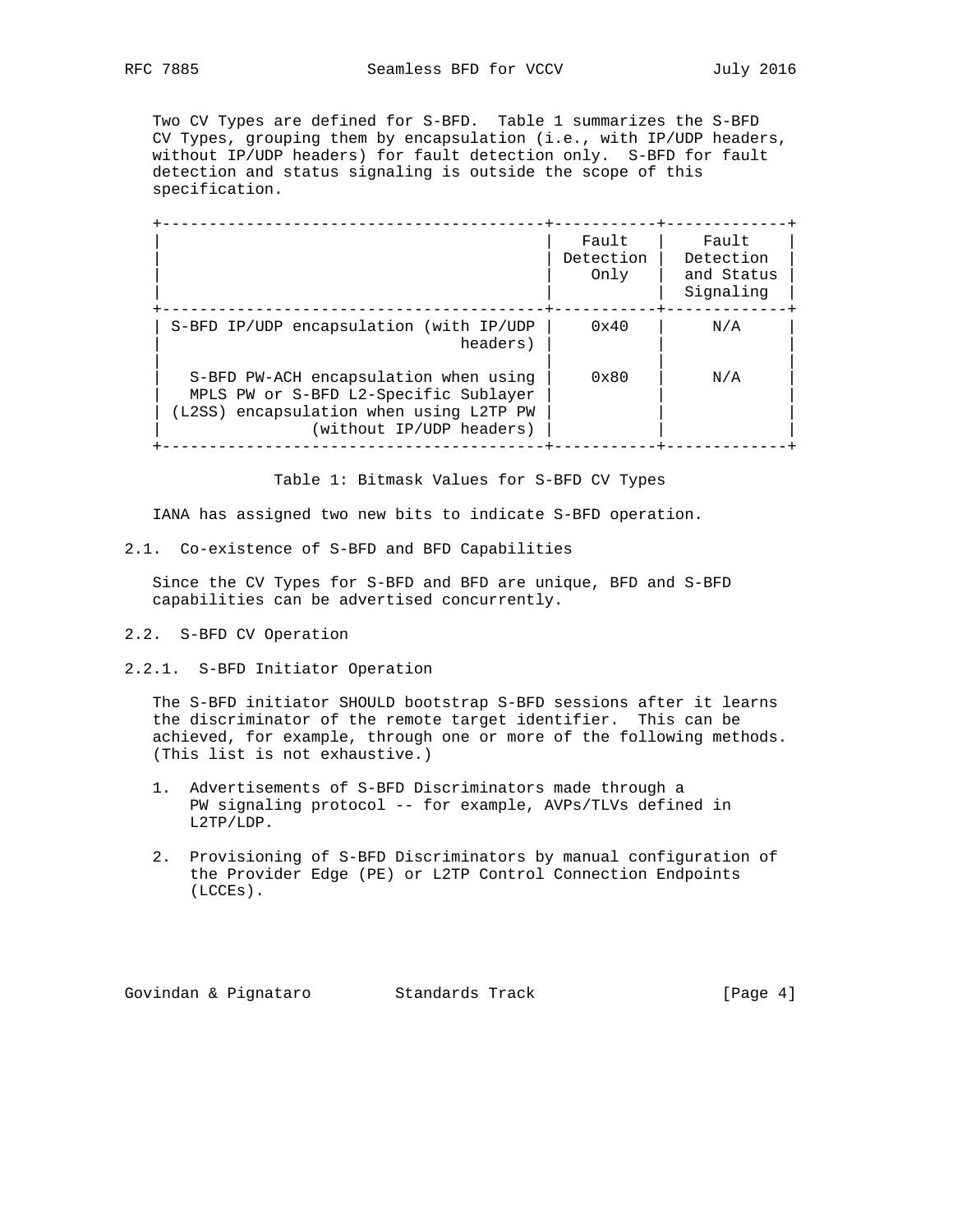Two CV Types are defined for S-BFD. Table 1 summarizes the S-BFD CV Types, grouping them by encapsulation (i.e., with IP/UDP headers, without IP/UDP headers) for fault detection only. S-BFD for fault detection and status signaling is outside the scope of this specification.

| | Fault Detection Only | Fault Detection and Status Signaling |
|---|---|---|
| S-BFD IP/UDP encapsulation (with IP/UDP headers) | 0x40 | N/A |
| S-BFD PW-ACH encapsulation when using MPLS PW or S-BFD L2-Specific Sublayer (L2SS) encapsulation when using L2TP PW (without IP/UDP headers) | 0x80 | N/A |

Table 1: Bitmask Values for S-BFD CV Types

IANA has assigned two new bits to indicate S-BFD operation.

### 2.1. Co-existence of S-BFD and BFD Capabilities

Since the CV Types for S-BFD and BFD are unique, BFD and S-BFD capabilities can be advertised concurrently.

### 2.2. S-BFD CV Operation

#### 2.2.1. S-BFD Initiator Operation

The S-BFD initiator SHOULD bootstrap S-BFD sessions after it learns the discriminator of the remote target identifier. This can be achieved, for example, through one or more of the following methods. (This list is not exhaustive.)

1. Advertisements of S-BFD Discriminators made through a PW signaling protocol -- for example, AVPs/TLVs defined in L2TP/LDP.
2. Provisioning of S-BFD Discriminators by manual configuration of the Provider Edge (PE) or L2TP Control Connection Endpoints (LCCEs).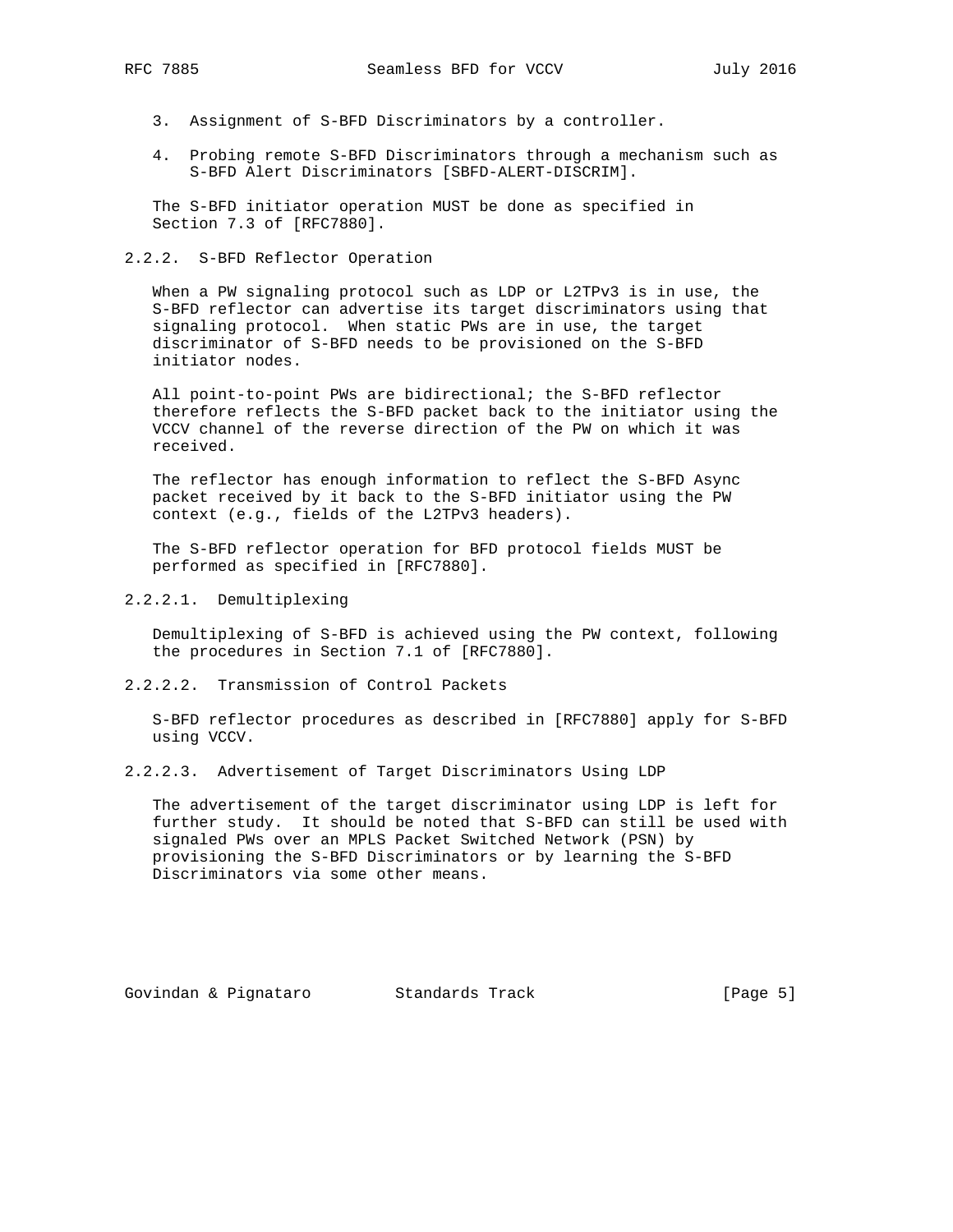3. Assignment of S-BFD Discriminators by a controller.

4. Probing remote S-BFD Discriminators through a mechanism such as S-BFD Alert Discriminators [SBFD-ALERT-DISCRIM].

The S-BFD initiator operation MUST be done as specified in Section 7.3 of [RFC7880].

#### 2.2.2. S-BFD Reflector Operation

When a PW signaling protocol such as LDP or L2TPv3 is in use, the S-BFD reflector can advertise its target discriminators using that signaling protocol. When static PWs are in use, the target discriminator of S-BFD needs to be provisioned on the S-BFD initiator nodes.

All point-to-point PWs are bidirectional; the S-BFD reflector therefore reflects the S-BFD packet back to the initiator using the VCCV channel of the reverse direction of the PW on which it was received.

The reflector has enough information to reflect the S-BFD Async packet received by it back to the S-BFD initiator using the PW context (e.g., fields of the L2TPv3 headers).

The S-BFD reflector operation for BFD protocol fields MUST be performed as specified in [RFC7880].

##### 2.2.2.1. Demultiplexing

Demultiplexing of S-BFD is achieved using the PW context, following the procedures in Section 7.1 of [RFC7880].

##### 2.2.2.2. Transmission of Control Packets

S-BFD reflector procedures as described in [RFC7880] apply for S-BFD using VCCV.

##### 2.2.2.3. Advertisement of Target Discriminators Using LDP

The advertisement of the target discriminator using LDP is left for further study. It should be noted that S-BFD can still be used with signaled PWs over an MPLS Packet Switched Network (PSN) by provisioning the S-BFD Discriminators or by learning the S-BFD Discriminators via some other means.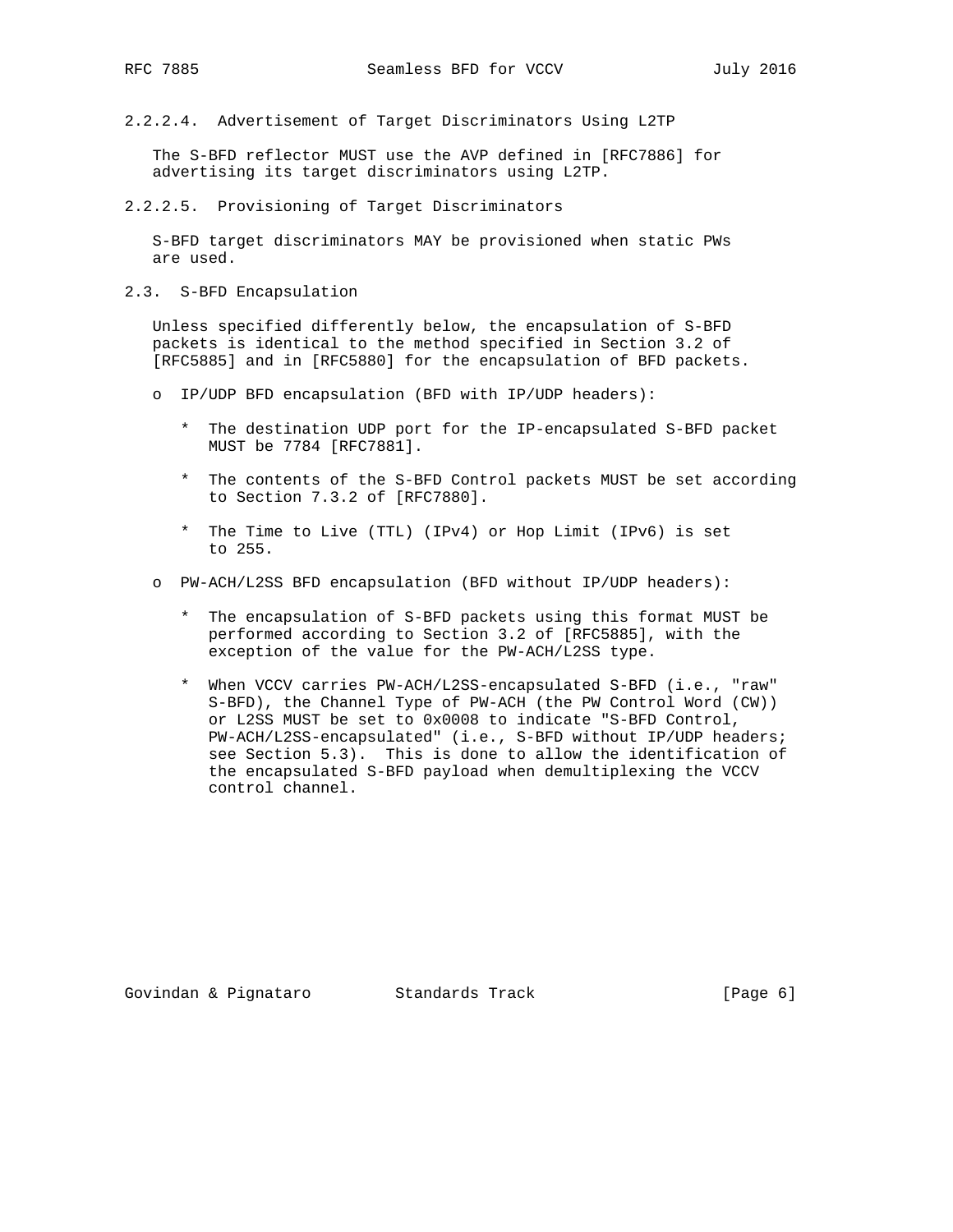#### 2.2.2.4. Advertisement of Target Discriminators Using L2TP

The S-BFD reflector MUST use the AVP defined in [RFC7886] for advertising its target discriminators using L2TP.

#### 2.2.2.5. Provisioning of Target Discriminators

S-BFD target discriminators MAY be provisioned when static PWs are used.

### 2.3. S-BFD Encapsulation

Unless specified differently below, the encapsulation of S-BFD packets is identical to the method specified in Section 3.2 of [RFC5885] and in [RFC5880] for the encapsulation of BFD packets.

- IP/UDP BFD encapsulation (BFD with IP/UDP headers):
  - The destination UDP port for the IP-encapsulated S-BFD packet MUST be 7784 [RFC7881].
  - The contents of the S-BFD Control packets MUST be set according to Section 7.3.2 of [RFC7880].
  - The Time to Live (TTL) (IPv4) or Hop Limit (IPv6) is set to 255.
- PW-ACH/L2SS BFD encapsulation (BFD without IP/UDP headers):
  - The encapsulation of S-BFD packets using this format MUST be performed according to Section 3.2 of [RFC5885], with the exception of the value for the PW-ACH/L2SS type.
  - When VCCV carries PW-ACH/L2SS-encapsulated S-BFD (i.e., "raw" S-BFD), the Channel Type of PW-ACH (the PW Control Word (CW)) or L2SS MUST be set to 0x0008 to indicate "S-BFD Control, PW-ACH/L2SS-encapsulated" (i.e., S-BFD without IP/UDP headers; see Section 5.3). This is done to allow the identification of the encapsulated S-BFD payload when demultiplexing the VCCV control channel.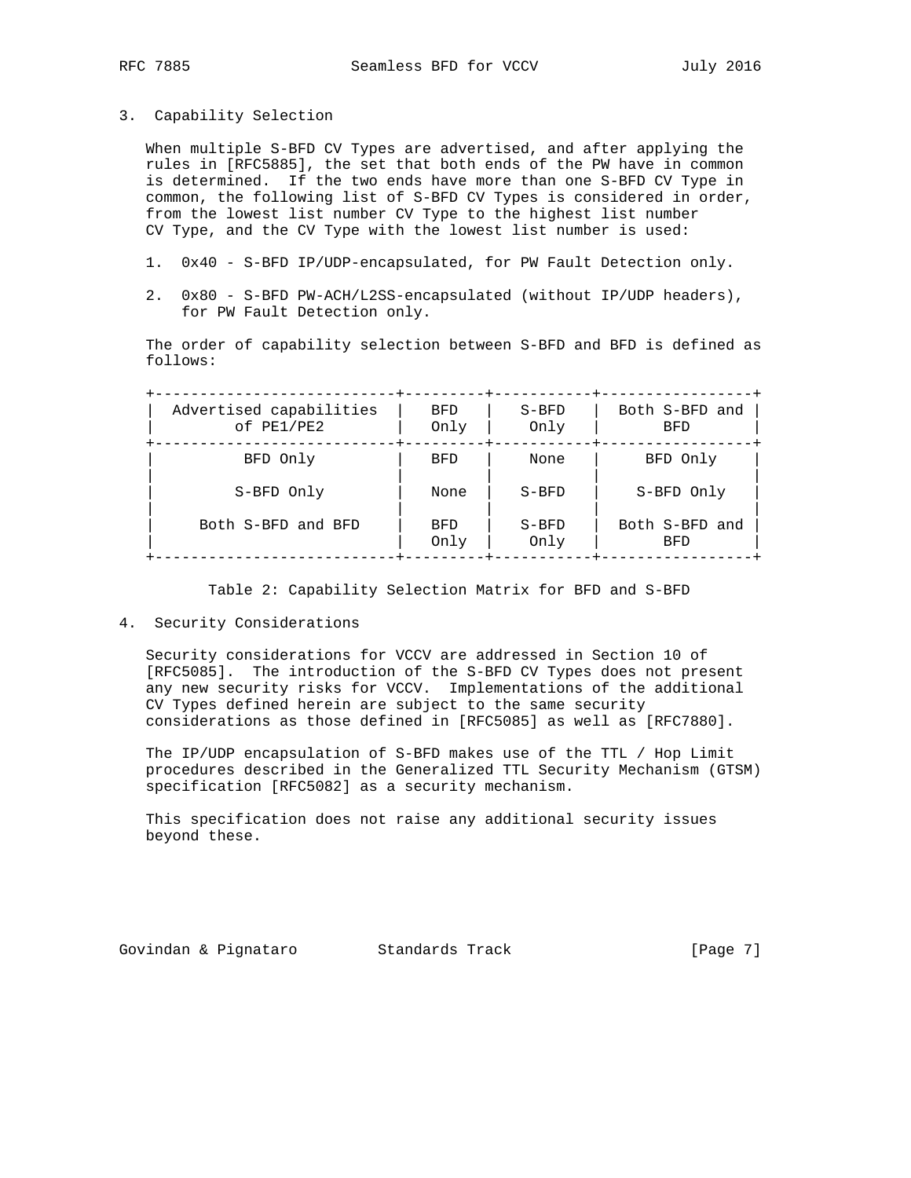## 3. Capability Selection

When multiple S-BFD CV Types are advertised, and after applying the rules in [RFC5885], the set that both ends of the PW have in common is determined. If the two ends have more than one S-BFD CV Type in common, the following list of S-BFD CV Types is considered in order, from the lowest list number CV Type to the highest list number CV Type, and the CV Type with the lowest list number is used:

1. 0x40 - S-BFD IP/UDP-encapsulated, for PW Fault Detection only.

2. 0x80 - S-BFD PW-ACH/L2SS-encapsulated (without IP/UDP headers), for PW Fault Detection only.

The order of capability selection between S-BFD and BFD is defined as follows:

| Advertised capabilities of PE1/PE2 | BFD Only | S-BFD Only | Both S-BFD and BFD |
|---|---|---|---|
| BFD Only | BFD | None | BFD Only |
| S-BFD Only | None | S-BFD | S-BFD Only |
| Both S-BFD and BFD | BFD Only | S-BFD Only | Both S-BFD and BFD |

Table 2: Capability Selection Matrix for BFD and S-BFD

## 4. Security Considerations

Security considerations for VCCV are addressed in Section 10 of [RFC5085]. The introduction of the S-BFD CV Types does not present any new security risks for VCCV. Implementations of the additional CV Types defined herein are subject to the same security considerations as those defined in [RFC5085] as well as [RFC7880].

The IP/UDP encapsulation of S-BFD makes use of the TTL / Hop Limit procedures described in the Generalized TTL Security Mechanism (GTSM) specification [RFC5082] as a security mechanism.

This specification does not raise any additional security issues beyond these.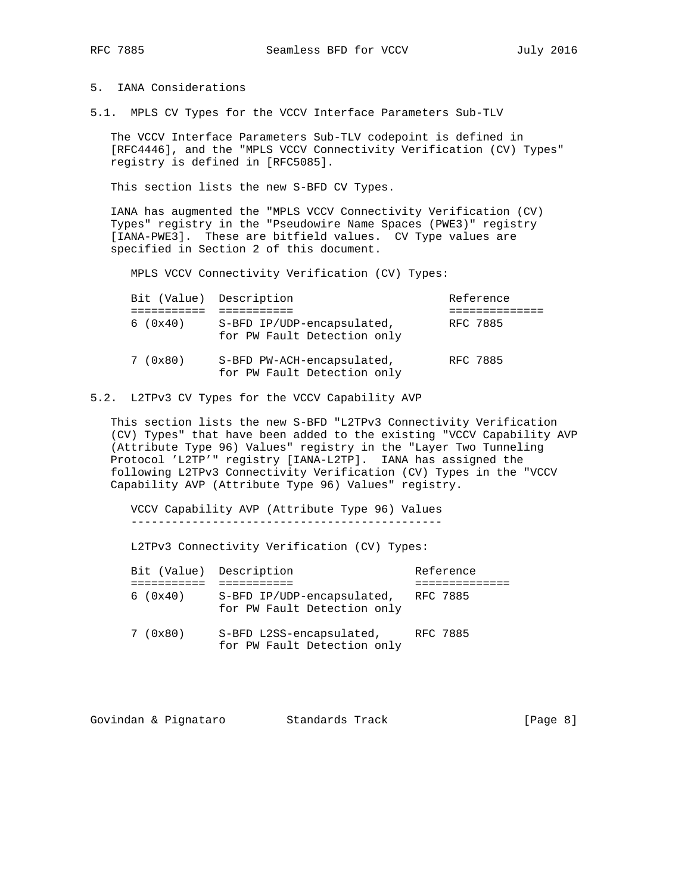## 5. IANA Considerations

### 5.1. MPLS CV Types for the VCCV Interface Parameters Sub-TLV

The VCCV Interface Parameters Sub-TLV codepoint is defined in [RFC4446], and the "MPLS VCCV Connectivity Verification (CV) Types" registry is defined in [RFC5085].

This section lists the new S-BFD CV Types.

IANA has augmented the "MPLS VCCV Connectivity Verification (CV) Types" registry in the "Pseudowire Name Spaces (PWE3)" registry [IANA-PWE3]. These are bitfield values. CV Type values are specified in Section 2 of this document.

MPLS VCCV Connectivity Verification (CV) Types:

| Bit (Value) | Description | Reference |
| --- | --- | --- |
| 6 (0x40) | S-BFD IP/UDP-encapsulated, for PW Fault Detection only | RFC 7885 |
| 7 (0x80) | S-BFD PW-ACH-encapsulated, for PW Fault Detection only | RFC 7885 |

### 5.2. L2TPv3 CV Types for the VCCV Capability AVP

This section lists the new S-BFD "L2TPv3 Connectivity Verification (CV) Types" that have been added to the existing "VCCV Capability AVP (Attribute Type 96) Values" registry in the "Layer Two Tunneling Protocol 'L2TP'" registry [IANA-L2TP]. IANA has assigned the following L2TPv3 Connectivity Verification (CV) Types in the "VCCV Capability AVP (Attribute Type 96) Values" registry.

VCCV Capability AVP (Attribute Type 96) Values

L2TPv3 Connectivity Verification (CV) Types:

| Bit (Value) | Description | Reference |
| --- | --- | --- |
| 6 (0x40) | S-BFD IP/UDP-encapsulated, for PW Fault Detection only | RFC 7885 |
| 7 (0x80) | S-BFD L2SS-encapsulated, for PW Fault Detection only | RFC 7885 |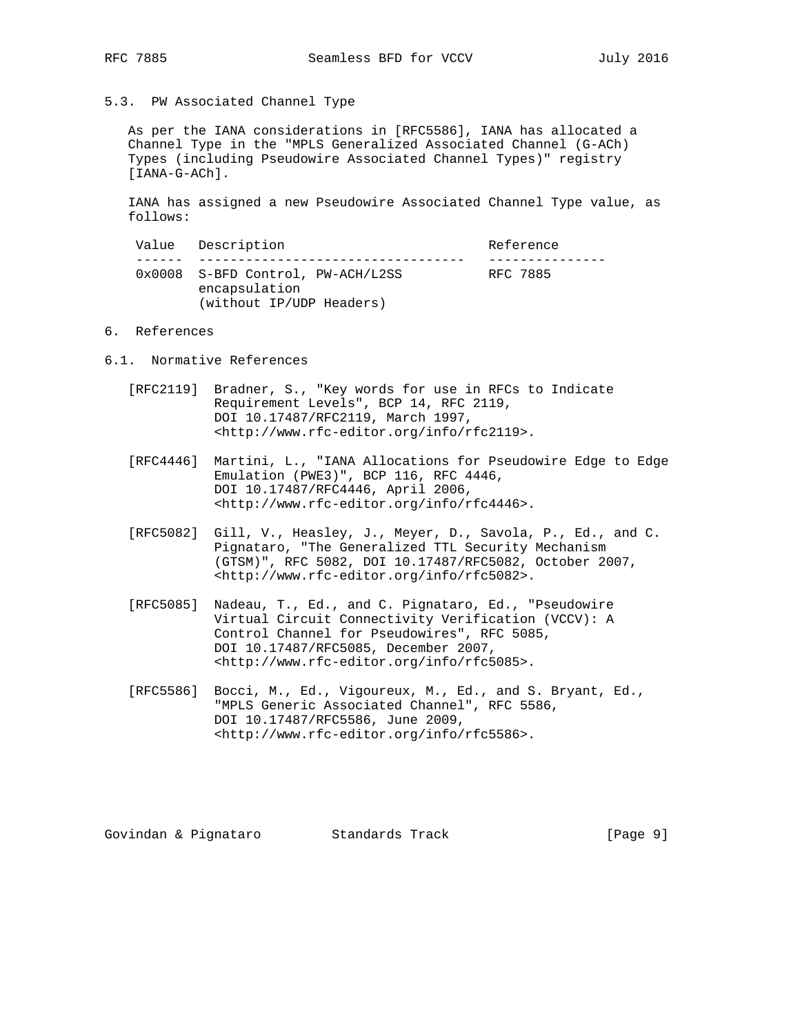### 5.3. PW Associated Channel Type

As per the IANA considerations in [RFC5586], IANA has allocated a Channel Type in the "MPLS Generalized Associated Channel (G-ACh) Types (including Pseudowire Associated Channel Types)" registry [IANA-G-ACh].

IANA has assigned a new Pseudowire Associated Channel Type value, as follows:

| Value | Description | Reference |
| --- | --- | --- |
| 0x0008 | S-BFD Control, PW-ACH/L2SS encapsulation (without IP/UDP Headers) | RFC 7885 |

## 6. References

### 6.1. Normative References

[RFC2119] Bradner, S., "Key words for use in RFCs to Indicate Requirement Levels", BCP 14, RFC 2119, DOI 10.17487/RFC2119, March 1997, <http://www.rfc-editor.org/info/rfc2119>.

[RFC4446] Martini, L., "IANA Allocations for Pseudowire Edge to Edge Emulation (PWE3)", BCP 116, RFC 4446, DOI 10.17487/RFC4446, April 2006, <http://www.rfc-editor.org/info/rfc4446>.

[RFC5082] Gill, V., Heasley, J., Meyer, D., Savola, P., Ed., and C. Pignataro, "The Generalized TTL Security Mechanism (GTSM)", RFC 5082, DOI 10.17487/RFC5082, October 2007, <http://www.rfc-editor.org/info/rfc5082>.

[RFC5085] Nadeau, T., Ed., and C. Pignataro, Ed., "Pseudowire Virtual Circuit Connectivity Verification (VCCV): A Control Channel for Pseudowires", RFC 5085, DOI 10.17487/RFC5085, December 2007, <http://www.rfc-editor.org/info/rfc5085>.

[RFC5586] Bocci, M., Ed., Vigoureux, M., Ed., and S. Bryant, Ed., "MPLS Generic Associated Channel", RFC 5586, DOI 10.17487/RFC5586, June 2009, <http://www.rfc-editor.org/info/rfc5586>.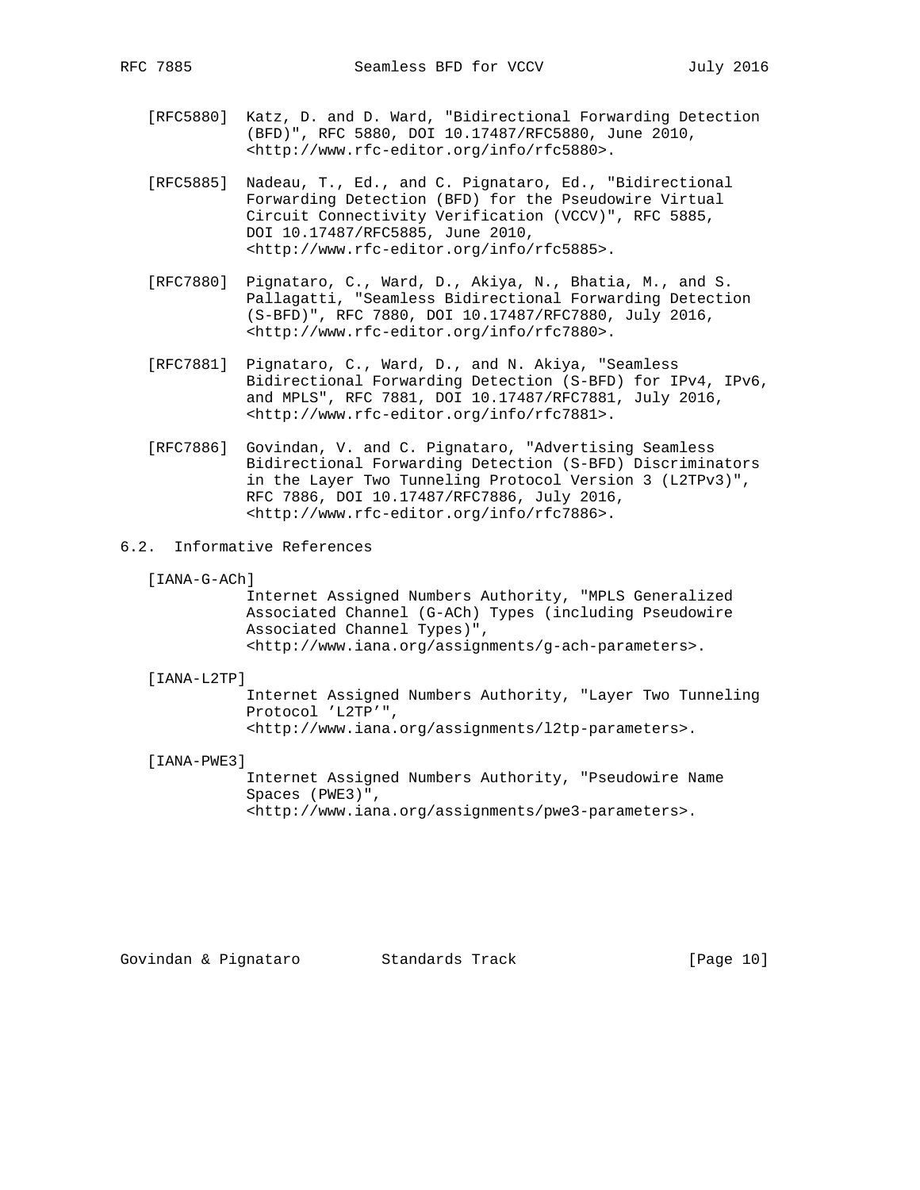[RFC5880] Katz, D. and D. Ward, "Bidirectional Forwarding Detection (BFD)", RFC 5880, DOI 10.17487/RFC5880, June 2010, <http://www.rfc-editor.org/info/rfc5880>.

[RFC5885] Nadeau, T., Ed., and C. Pignataro, Ed., "Bidirectional Forwarding Detection (BFD) for the Pseudowire Virtual Circuit Connectivity Verification (VCCV)", RFC 5885, DOI 10.17487/RFC5885, June 2010, <http://www.rfc-editor.org/info/rfc5885>.

[RFC7880] Pignataro, C., Ward, D., Akiya, N., Bhatia, M., and S. Pallagatti, "Seamless Bidirectional Forwarding Detection (S-BFD)", RFC 7880, DOI 10.17487/RFC7880, July 2016, <http://www.rfc-editor.org/info/rfc7880>.

[RFC7881] Pignataro, C., Ward, D., and N. Akiya, "Seamless Bidirectional Forwarding Detection (S-BFD) for IPv4, IPv6, and MPLS", RFC 7881, DOI 10.17487/RFC7881, July 2016, <http://www.rfc-editor.org/info/rfc7881>.

[RFC7886] Govindan, V. and C. Pignataro, "Advertising Seamless Bidirectional Forwarding Detection (S-BFD) Discriminators in the Layer Two Tunneling Protocol Version 3 (L2TPv3)", RFC 7886, DOI 10.17487/RFC7886, July 2016, <http://www.rfc-editor.org/info/rfc7886>.

## 6.2. Informative References

[IANA-G-ACh] Internet Assigned Numbers Authority, "MPLS Generalized Associated Channel (G-ACh) Types (including Pseudowire Associated Channel Types)", <http://www.iana.org/assignments/g-ach-parameters>.

[IANA-L2TP] Internet Assigned Numbers Authority, "Layer Two Tunneling Protocol 'L2TP'", <http://www.iana.org/assignments/l2tp-parameters>.

[IANA-PWE3] Internet Assigned Numbers Authority, "Pseudowire Name Spaces (PWE3)", <http://www.iana.org/assignments/pwe3-parameters>.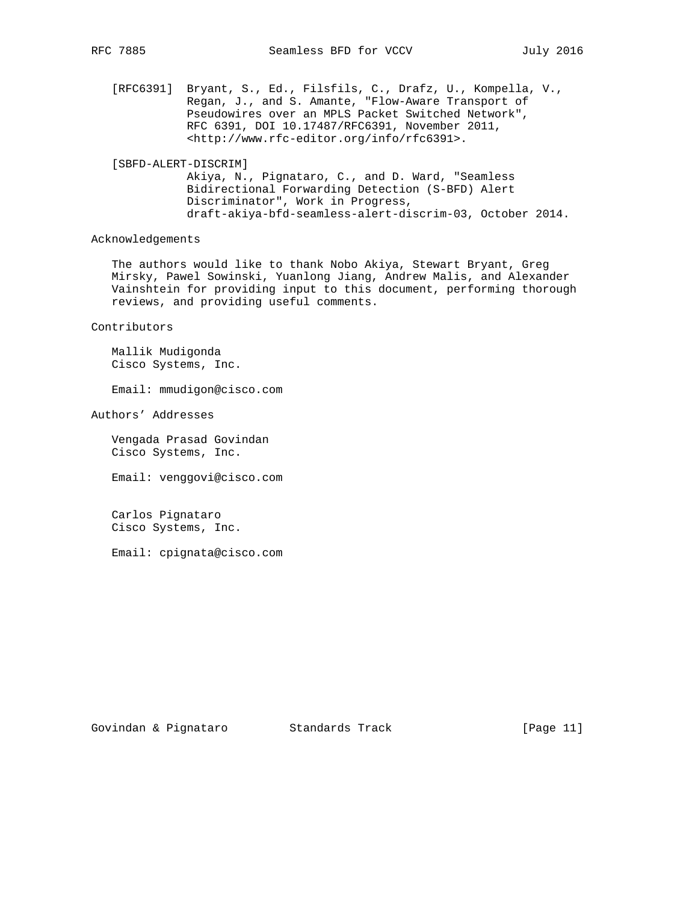[RFC6391] Bryant, S., Ed., Filsfils, C., Drafz, U., Kompella, V., Regan, J., and S. Amante, "Flow-Aware Transport of Pseudowires over an MPLS Packet Switched Network", RFC 6391, DOI 10.17487/RFC6391, November 2011, <http://www.rfc-editor.org/info/rfc6391>.

[SBFD-ALERT-DISCRIM] Akiya, N., Pignataro, C., and D. Ward, "Seamless Bidirectional Forwarding Detection (S-BFD) Alert Discriminator", Work in Progress, draft-akiya-bfd-seamless-alert-discrim-03, October 2014.

## Acknowledgements

The authors would like to thank Nobo Akiya, Stewart Bryant, Greg Mirsky, Pawel Sowinski, Yuanlong Jiang, Andrew Malis, and Alexander Vainshtein for providing input to this document, performing thorough reviews, and providing useful comments.

## Contributors

Mallik Mudigonda
Cisco Systems, Inc.

Email: mmudigon@cisco.com

## Authors' Addresses

Vengada Prasad Govindan
Cisco Systems, Inc.

Email: venggovi@cisco.com

Carlos Pignataro
Cisco Systems, Inc.

Email: cpignata@cisco.com